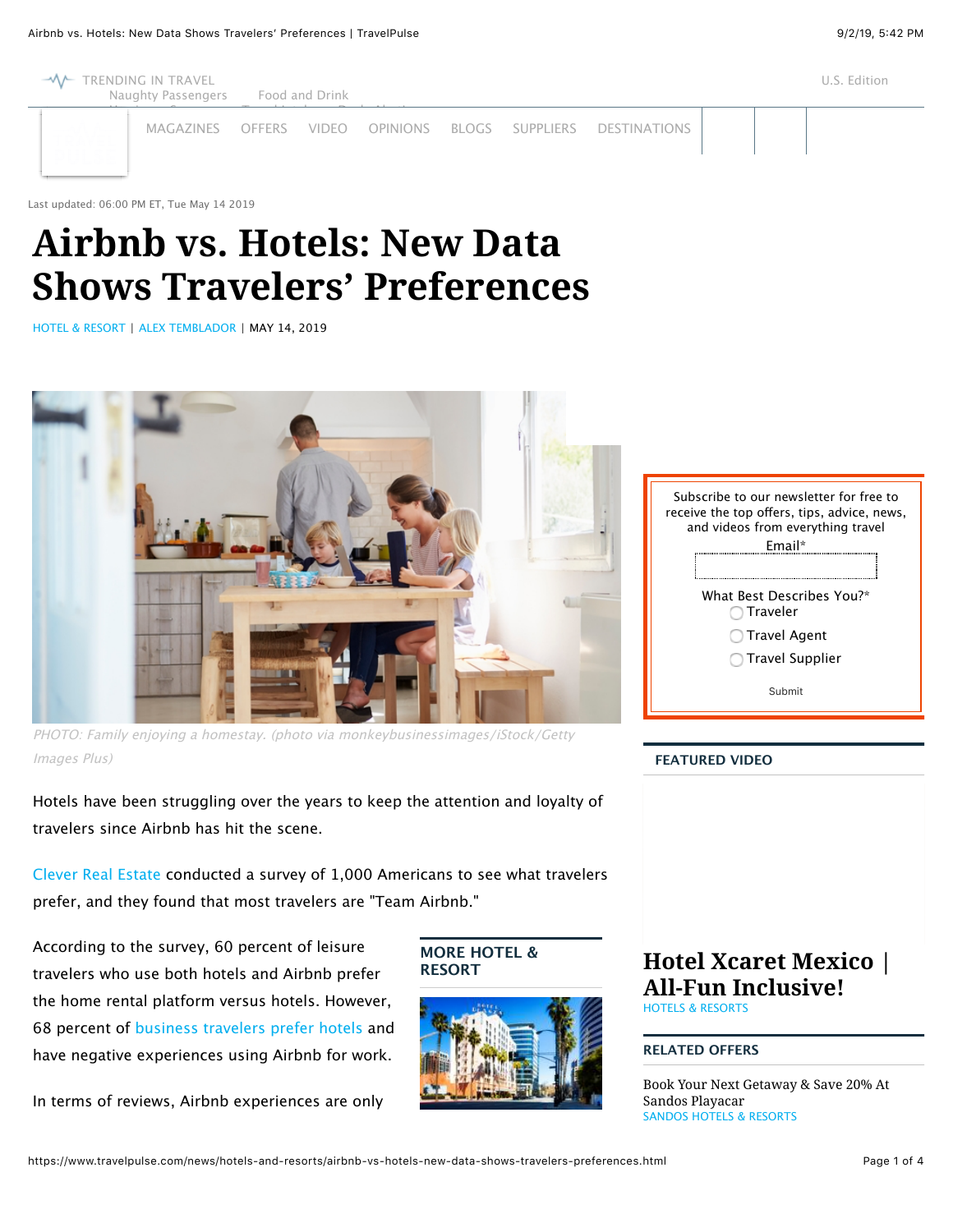Last updated: 06:00 PM ET, Tue May 14 2019

# Airbnb vs. Hotels: New Data Shows Travelers' Preferences

HOTEL & RESORT | ALEX TEMBLADOR | MAY 14, 2019

PHOTO: Family enjoying a homestay. (photo via monkeybusinessimages/iStock/Getty Images Plus)

Hotels have been struggling over the years to keep the attention and loyalty of travelers since Airbnb has hit the scene.

Clever Real Estate conducted a survey of 1,000 Americans to see what travelers prefer, and they found that most travelers are "Team Airbnb."

According to the survey, 60 percent of leisure travelers who use both hotels and Airbnb prefer the home rental platform versus hotels. However, 68 percent of business travelers prefer hotels and have negative experiences using Airbnb for work.

In terms of reviews, Airbnb experiences are only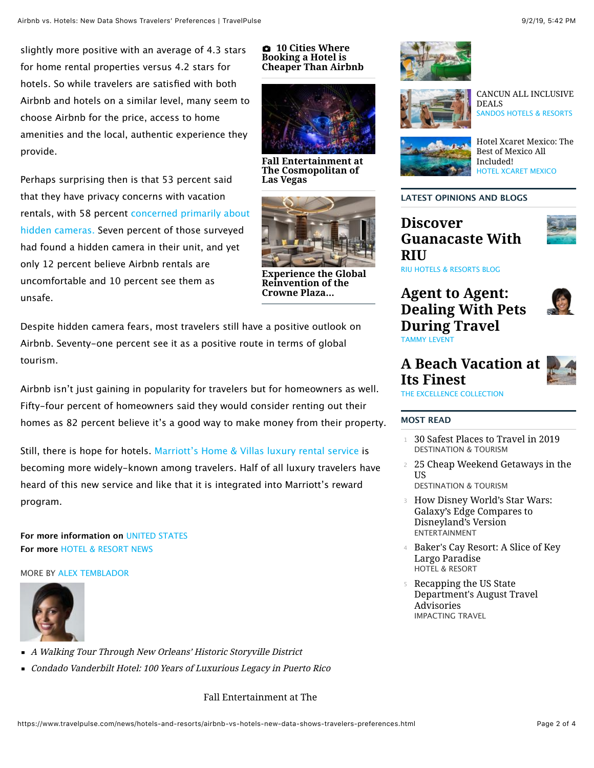slightly more positive with an average of 4.3 stars for home rental properties versus 4.2 stars for hotels. So while travelers are satisfied with both Airbnb and hotels on a similar level, many seem to choose Airbnb for the price, access to home amenities and the local, authentic experience they provide.

Perhaps surprising then is that 53 percent said that they have privacy concerns with vacation rentals, with 58 percent concerned primarily about hidden cameras. Seven percent of those surveyed had found a hidden camera in their unit, and yet only 12 percent believe Airbnb rentals are uncomfortable and 10 percent see them as unsafe.

Despite hidden camera fears, most travelers still have a positive outlook on Airbnb. Seventy-one percent see it as a positive route in terms of global tourism.

Airbnb isn't just gaining in popularity for travelers but for homeowners as well. Fifty-four percent of homeowners said they would consider renting out their homes as 82 percent believe it's a good way to make money from their property.

Still, there is hope for hotels. Marriott's Home & Villas luxury rental service is becoming more widely-known among travelers. Half of all luxury travelers have heard of this new service and like that it is integrated into Marriott's reward program.

**For more information on** UNITED STATES
**For more** HOTEL & RESORT NEWS

MORE BY ALEX TEMBLADOR

- *A Walking Tour Through New Orleans' Historic Storyville District*
- *Condado Vanderbilt Hotel: 100 Years of Luxurious Legacy in Puerto Rico*

**10 Cities Where Booking a Hotel is Cheaper Than Airbnb**

**Fall Entertainment at The Cosmopolitan of Las Vegas**

**Experience the Global Reinvention of the Crowne Plaza...**

CANCUN ALL INCLUSIVE DEALS
SANDOS HOTELS & RESORTS

Hotel Xcaret Mexico: The Best of Mexico All Included!
HOTEL XCARET MEXICO

## LATEST OPINIONS AND BLOGS

### Discover Guanacaste With RIU
RIU HOTELS & RESORTS BLOG

### Agent to Agent: Dealing With Pets During Travel
TAMMY LEVENT

### A Beach Vacation at Its Finest
THE EXCELLENCE COLLECTION

## MOST READ

1. 30 Safest Places to Travel in 2019
   DESTINATION & TOURISM
2. 25 Cheap Weekend Getaways in the US
   DESTINATION & TOURISM
3. How Disney World's Star Wars: Galaxy's Edge Compares to Disneyland's Version
   ENTERTAINMENT
4. Baker's Cay Resort: A Slice of Key Largo Paradise
   HOTEL & RESORT
5. Recapping the US State Department's August Travel Advisories
   IMPACTING TRAVEL

Fall Entertainment at The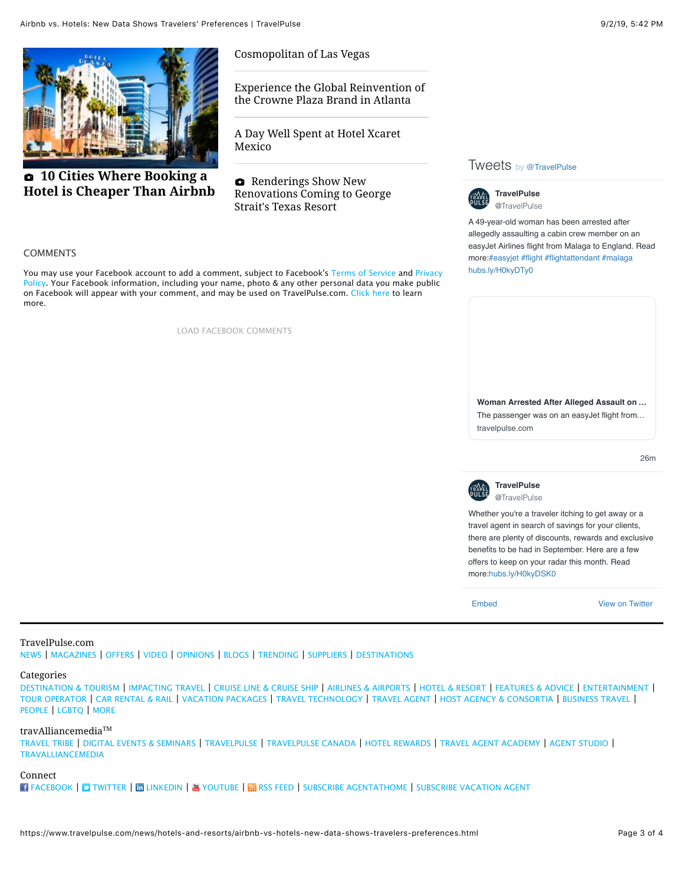Cosmopolitan of Las Vegas

Experience the Global Reinvention of the Crowne Plaza Brand in Atlanta

A Day Well Spent at Hotel Xcaret Mexico

**10 Cities Where Booking a Hotel is Cheaper Than Airbnb**

Renderings Show New Renovations Coming to George Strait's Texas Resort

COMMENTS

You may use your Facebook account to add a comment, subject to Facebook's Terms of Service and Privacy Policy. Your Facebook information, including your name, photo & any other personal data you make public on Facebook will appear with your comment, and may be used on TravelPulse.com. Click here to learn more.

LOAD FACEBOOK COMMENTS

Tweets by @TravelPulse

**TravelPulse**
@TravelPulse

A 49-year-old woman has been arrested after allegedly assaulting a cabin crew member on an easyJet Airlines flight from Malaga to England. Read more:#easyjet #flight #flightattendant #malaga hubs.ly/H0kyDTy0

**Woman Arrested After Alleged Assault on ...**
The passenger was on an easyJet flight from...
travelpulse.com

26m

**TravelPulse**
@TravelPulse

Whether you're a traveler itching to get away or a travel agent in search of savings for your clients, there are plenty of discounts, rewards and exclusive benefits to be had in September. Here are a few offers to keep on your radar this month. Read more:hubs.ly/H0kyDSK0

Embed | View on Twitter

TravelPulse.com

NEWS | MAGAZINES | OFFERS | VIDEO | OPINIONS | BLOGS | TRENDING | SUPPLIERS | DESTINATIONS

Categories

DESTINATION & TOURISM | IMPACTING TRAVEL | CRUISE LINE & CRUISE SHIP | AIRLINES & AIRPORTS | HOTEL & RESORT | FEATURES & ADVICE | ENTERTAINMENT | TOUR OPERATOR | CAR RENTAL & RAIL | VACATION PACKAGES | TRAVEL TECHNOLOGY | TRAVEL AGENT | HOST AGENCY & CONSORTIA | BUSINESS TRAVEL | PEOPLE | LGBTQ | MORE

travAlliancemedia™

TRAVEL TRIBE | DIGITAL EVENTS & SEMINARS | TRAVELPULSE | TRAVELPULSE CANADA | HOTEL REWARDS | TRAVEL AGENT ACADEMY | AGENT STUDIO | TRAVALLIANCEMEDIA

Connect

FACEBOOK | TWITTER | LINKEDIN | YOUTUBE | RSS FEED | SUBSCRIBE AGENTATHOME | SUBSCRIBE VACATION AGENT